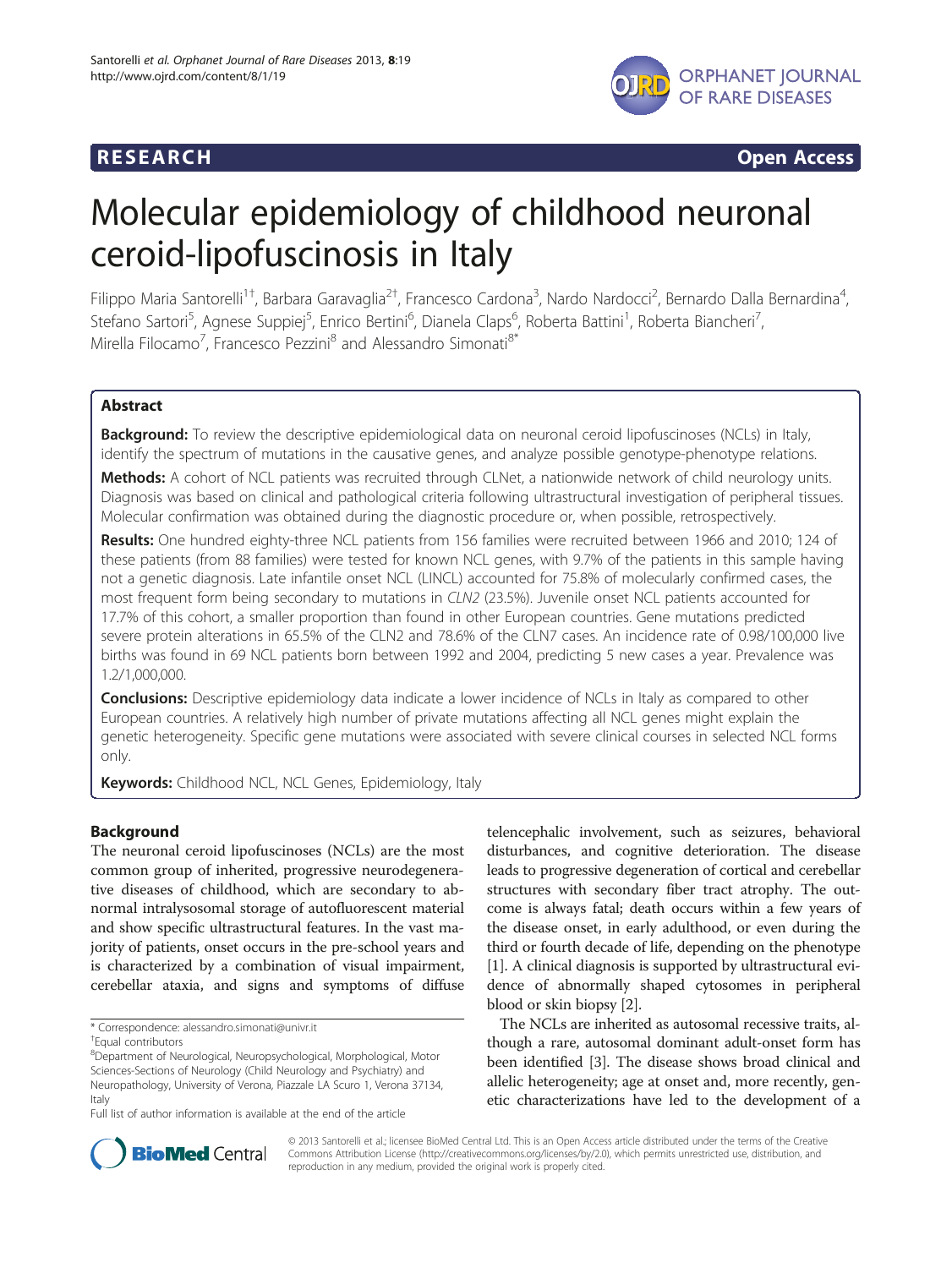RESEARCH Open Access

# Molecular epidemiology of childhood neuronal ceroid-lipofuscinosis in Italy

Filippo Maria Santorelli[1†], Barbara Garavaglia[2†], Francesco Cardona[3], Nardo Nardocci[2], Bernardo Dalla Bernardina[4], Stefano Sartori[5], Agnese Suppiej[5], Enrico Bertini[6], Dianela Claps[6], Roberta Battini[1], Roberta Biancheri[7], Mirella Filocamo[7], Francesco Pezzini[8] and Alessandro Simonati[8*]

## Abstract

**Background:** To review the descriptive epidemiological data on neuronal ceroid lipofuscinoses (NCLs) in Italy, identify the spectrum of mutations in the causative genes, and analyze possible genotype-phenotype relations.

**Methods:** A cohort of NCL patients was recruited through CLNet, a nationwide network of child neurology units. Diagnosis was based on clinical and pathological criteria following ultrastructural investigation of peripheral tissues. Molecular confirmation was obtained during the diagnostic procedure or, when possible, retrospectively.

**Results:** One hundred eighty-three NCL patients from 156 families were recruited between 1966 and 2010; 124 of these patients (from 88 families) were tested for known NCL genes, with 9.7% of the patients in this sample having not a genetic diagnosis. Late infantile onset NCL (LINCL) accounted for 75.8% of molecularly confirmed cases, the most frequent form being secondary to mutations in *CLN2* (23.5%). Juvenile onset NCL patients accounted for 17.7% of this cohort, a smaller proportion than found in other European countries. Gene mutations predicted severe protein alterations in 65.5% of the CLN2 and 78.6% of the CLN7 cases. An incidence rate of 0.98/100,000 live births was found in 69 NCL patients born between 1992 and 2004, predicting 5 new cases a year. Prevalence was 1.2/1,000,000.

**Conclusions:** Descriptive epidemiology data indicate a lower incidence of NCLs in Italy as compared to other European countries. A relatively high number of private mutations affecting all NCL genes might explain the genetic heterogeneity. Specific gene mutations were associated with severe clinical courses in selected NCL forms only.

**Keywords:** Childhood NCL, NCL Genes, Epidemiology, Italy

## Background

The neuronal ceroid lipofuscinoses (NCLs) are the most common group of inherited, progressive neurodegenerative diseases of childhood, which are secondary to abnormal intralysosomal storage of autofluorescent material and show specific ultrastructural features. In the vast majority of patients, onset occurs in the pre-school years and is characterized by a combination of visual impairment, cerebellar ataxia, and signs and symptoms of diffuse telencephalic involvement, such as seizures, behavioral disturbances, and cognitive deterioration. The disease leads to progressive degeneration of cortical and cerebellar structures with secondary fiber tract atrophy. The outcome is always fatal; death occurs within a few years of the disease onset, in early adulthood, or even during the third or fourth decade of life, depending on the phenotype [1]. A clinical diagnosis is supported by ultrastructural evidence of abnormally shaped cytosomes in peripheral blood or skin biopsy [2].

The NCLs are inherited as autosomal recessive traits, although a rare, autosomal dominant adult-onset form has been identified [3]. The disease shows broad clinical and allelic heterogeneity; age at onset and, more recently, genetic characterizations have led to the development of a

\* Correspondence: alessandro.simonati@univr.it

†Equal contributors

[8]Department of Neurological, Neuropsychological, Morphological, Motor Sciences-Sections of Neurology (Child Neurology and Psychiatry) and Neuropathology, University of Verona, Piazzale LA Scuro 1, Verona 37134, Italy

Full list of author information is available at the end of the article

© 2013 Santorelli et al.; licensee BioMed Central Ltd. This is an Open Access article distributed under the terms of the Creative Commons Attribution License (http://creativecommons.org/licenses/by/2.0), which permits unrestricted use, distribution, and reproduction in any medium, provided the original work is properly cited.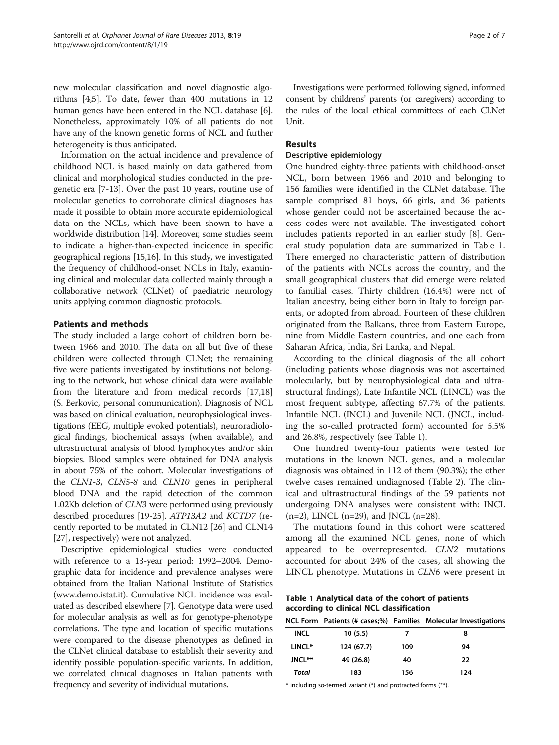new molecular classification and novel diagnostic algorithms [4,5]. To date, fewer than 400 mutations in 12 human genes have been entered in the NCL database [6]. Nonetheless, approximately 10% of all patients do not have any of the known genetic forms of NCL and further heterogeneity is thus anticipated.

Information on the actual incidence and prevalence of childhood NCL is based mainly on data gathered from clinical and morphological studies conducted in the pre-genetic era [7-13]. Over the past 10 years, routine use of molecular genetics to corroborate clinical diagnoses has made it possible to obtain more accurate epidemiological data on the NCLs, which have been shown to have a worldwide distribution [14]. Moreover, some studies seem to indicate a higher-than-expected incidence in specific geographical regions [15,16]. In this study, we investigated the frequency of childhood-onset NCLs in Italy, examining clinical and molecular data collected mainly through a collaborative network (CLNet) of paediatric neurology units applying common diagnostic protocols.

## Patients and methods

The study included a large cohort of children born between 1966 and 2010. The data on all but five of these children were collected through CLNet; the remaining five were patients investigated by institutions not belonging to the network, but whose clinical data were available from the literature and from medical records [17,18] (S. Berkovic, personal communication). Diagnosis of NCL was based on clinical evaluation, neurophysiological investigations (EEG, multiple evoked potentials), neuroradiological findings, biochemical assays (when available), and ultrastructural analysis of blood lymphocytes and/or skin biopsies. Blood samples were obtained for DNA analysis in about 75% of the cohort. Molecular investigations of the *CLN1-3*, *CLN5-8* and *CLN10* genes in peripheral blood DNA and the rapid detection of the common 1.02Kb deletion of *CLN3* were performed using previously described procedures [19-25]. *ATP13A2* and *KCTD7* (recently reported to be mutated in CLN12 [26] and CLN14 [27], respectively) were not analyzed.

Descriptive epidemiological studies were conducted with reference to a 13-year period: 1992–2004. Demographic data for incidence and prevalence analyses were obtained from the Italian National Institute of Statistics (www.demo.istat.it). Cumulative NCL incidence was evaluated as described elsewhere [7]. Genotype data were used for molecular analysis as well as for genotype-phenotype correlations. The type and location of specific mutations were compared to the disease phenotypes as defined in the CLNet clinical database to establish their severity and identify possible population-specific variants. In addition, we correlated clinical diagnoses in Italian patients with frequency and severity of individual mutations.

Investigations were performed following signed, informed consent by childrens' parents (or caregivers) according to the rules of the local ethical committees of each CLNet Unit.

## Results

### Descriptive epidemiology

One hundred eighty-three patients with childhood-onset NCL, born between 1966 and 2010 and belonging to 156 families were identified in the CLNet database. The sample comprised 81 boys, 66 girls, and 36 patients whose gender could not be ascertained because the access codes were not available. The investigated cohort includes patients reported in an earlier study [8]. General study population data are summarized in Table 1. There emerged no characteristic pattern of distribution of the patients with NCLs across the country, and the small geographical clusters that did emerge were related to familial cases. Thirty children (16.4%) were not of Italian ancestry, being either born in Italy to foreign parents, or adopted from abroad. Fourteen of these children originated from the Balkans, three from Eastern Europe, nine from Middle Eastern countries, and one each from Saharan Africa, India, Sri Lanka, and Nepal.

According to the clinical diagnosis of the all cohort (including patients whose diagnosis was not ascertained molecularly, but by neurophysiological data and ultrastructural findings), Late Infantile NCL (LINCL) was the most frequent subtype, affecting 67.7% of the patients. Infantile NCL (INCL) and Juvenile NCL (JNCL, including the so-called protracted form) accounted for 5.5% and 26.8%, respectively (see Table 1).

One hundred twenty-four patients were tested for mutations in the known NCL genes, and a molecular diagnosis was obtained in 112 of them (90.3%); the other twelve cases remained undiagnosed (Table 2). The clinical and ultrastructural findings of the 59 patients not undergoing DNA analyses were consistent with: INCL (n=2), LINCL (n=29), and JNCL (n=28).

The mutations found in this cohort were scattered among all the examined NCL genes, none of which appeared to be overrepresented. *CLN2* mutations accounted for about 24% of the cases, all showing the LINCL phenotype. Mutations in *CLN6* were present in

**Table 1 Analytical data of the cohort of patients according to clinical NCL classification**

| NCL Form | Patients (# cases;%) | Families | Molecular Investigations |
|---|---|---|---|
| INCL | 10 (5.5) | 7 | 8 |
| LINCL* | 124 (67.7) | 109 | 94 |
| JNCL** | 49 (26.8) | 40 | 22 |
| *Total* | 183 | 156 | 124 |

* including so-termed variant (*) and protracted forms (**).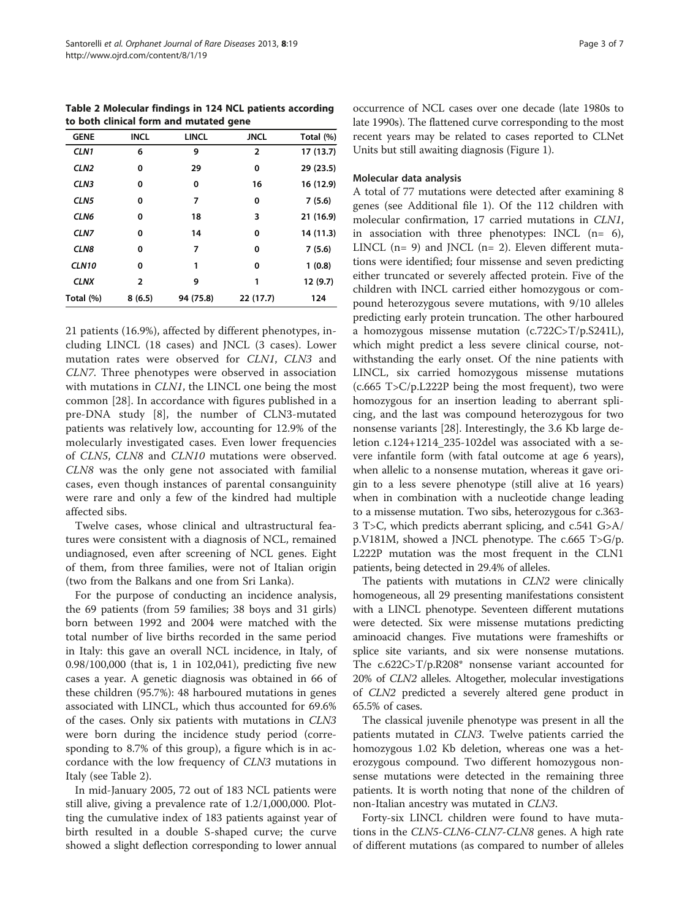**Table 2 Molecular findings in 124 NCL patients according to both clinical form and mutated gene**

| GENE | INCL | LINCL | JNCL | Total (%) |
|---|---|---|---|---|
| *CLN1* | 6 | 9 | 2 | 17 (13.7) |
| *CLN2* | 0 | 29 | 0 | 29 (23.5) |
| *CLN3* | 0 | 0 | 16 | 16 (12.9) |
| *CLN5* | 0 | 7 | 0 | 7 (5.6) |
| *CLN6* | 0 | 18 | 3 | 21 (16.9) |
| *CLN7* | 0 | 14 | 0 | 14 (11.3) |
| *CLN8* | 0 | 7 | 0 | 7 (5.6) |
| *CLN10* | 0 | 1 | 0 | 1 (0.8) |
| *CLNX* | 2 | 9 | 1 | 12 (9.7) |
| Total (%) | 8 (6.5) | 94 (75.8) | 22 (17.7) | 124 |

21 patients (16.9%), affected by different phenotypes, including LINCL (18 cases) and JNCL (3 cases). Lower mutation rates were observed for *CLN1*, *CLN3* and *CLN7*. Three phenotypes were observed in association with mutations in *CLN1*, the LINCL one being the most common [28]. In accordance with figures published in a pre-DNA study [8], the number of CLN3-mutated patients was relatively low, accounting for 12.9% of the molecularly investigated cases. Even lower frequencies of *CLN5*, *CLN8* and *CLN10* mutations were observed. *CLN8* was the only gene not associated with familial cases, even though instances of parental consanguinity were rare and only a few of the kindred had multiple affected sibs.

Twelve cases, whose clinical and ultrastructural features were consistent with a diagnosis of NCL, remained undiagnosed, even after screening of NCL genes. Eight of them, from three families, were not of Italian origin (two from the Balkans and one from Sri Lanka).

For the purpose of conducting an incidence analysis, the 69 patients (from 59 families; 38 boys and 31 girls) born between 1992 and 2004 were matched with the total number of live births recorded in the same period in Italy: this gave an overall NCL incidence, in Italy, of 0.98/100,000 (that is, 1 in 102,041), predicting five new cases a year. A genetic diagnosis was obtained in 66 of these children (95.7%): 48 harboured mutations in genes associated with LINCL, which thus accounted for 69.6% of the cases. Only six patients with mutations in *CLN3* were born during the incidence study period (corresponding to 8.7% of this group), a figure which is in accordance with the low frequency of *CLN3* mutations in Italy (see Table 2).

In mid-January 2005, 72 out of 183 NCL patients were still alive, giving a prevalence rate of 1.2/1,000,000. Plotting the cumulative index of 183 patients against year of birth resulted in a double S-shaped curve; the curve showed a slight deflection corresponding to lower annual occurrence of NCL cases over one decade (late 1980s to late 1990s). The flattened curve corresponding to the most recent years may be related to cases reported to CLNet Units but still awaiting diagnosis (Figure 1).

### Molecular data analysis

A total of 77 mutations were detected after examining 8 genes (see Additional file 1). Of the 112 children with molecular confirmation, 17 carried mutations in *CLN1*, in association with three phenotypes: INCL (n= 6), LINCL (n= 9) and JNCL (n= 2). Eleven different mutations were identified; four missense and seven predicting either truncated or severely affected protein. Five of the children with INCL carried either homozygous or compound heterozygous severe mutations, with 9/10 alleles predicting early protein truncation. The other harboured a homozygous missense mutation (c.722C>T/p.S241L), which might predict a less severe clinical course, notwithstanding the early onset. Of the nine patients with LINCL, six carried homozygous missense mutations (c.665 T>C/p.L222P being the most frequent), two were homozygous for an insertion leading to aberrant splicing, and the last was compound heterozygous for two nonsense variants [28]. Interestingly, the 3.6 Kb large deletion c.124+1214_235-102del was associated with a severe infantile form (with fatal outcome at age 6 years), when allelic to a nonsense mutation, whereas it gave origin to a less severe phenotype (still alive at 16 years) when in combination with a nucleotide change leading to a missense mutation. Two sibs, heterozygous for c.363-3 T>C, which predicts aberrant splicing, and c.541 G>A/p.V181M, showed a JNCL phenotype. The c.665 T>G/p.L222P mutation was the most frequent in the CLN1 patients, being detected in 29.4% of alleles.

The patients with mutations in *CLN2* were clinically homogeneous, all 29 presenting manifestations consistent with a LINCL phenotype. Seventeen different mutations were detected. Six were missense mutations predicting aminoacid changes. Five mutations were frameshifts or splice site variants, and six were nonsense mutations. The c.622C>T/p.R208* nonsense variant accounted for 20% of *CLN2* alleles. Altogether, molecular investigations of *CLN2* predicted a severely altered gene product in 65.5% of cases.

The classical juvenile phenotype was present in all the patients mutated in *CLN3*. Twelve patients carried the homozygous 1.02 Kb deletion, whereas one was a heterozygous compound. Two different homozygous nonsense mutations were detected in the remaining three patients. It is worth noting that none of the children of non-Italian ancestry was mutated in *CLN3*.

Forty-six LINCL children were found to have mutations in the *CLN5-CLN6-CLN7-CLN8* genes. A high rate of different mutations (as compared to number of alleles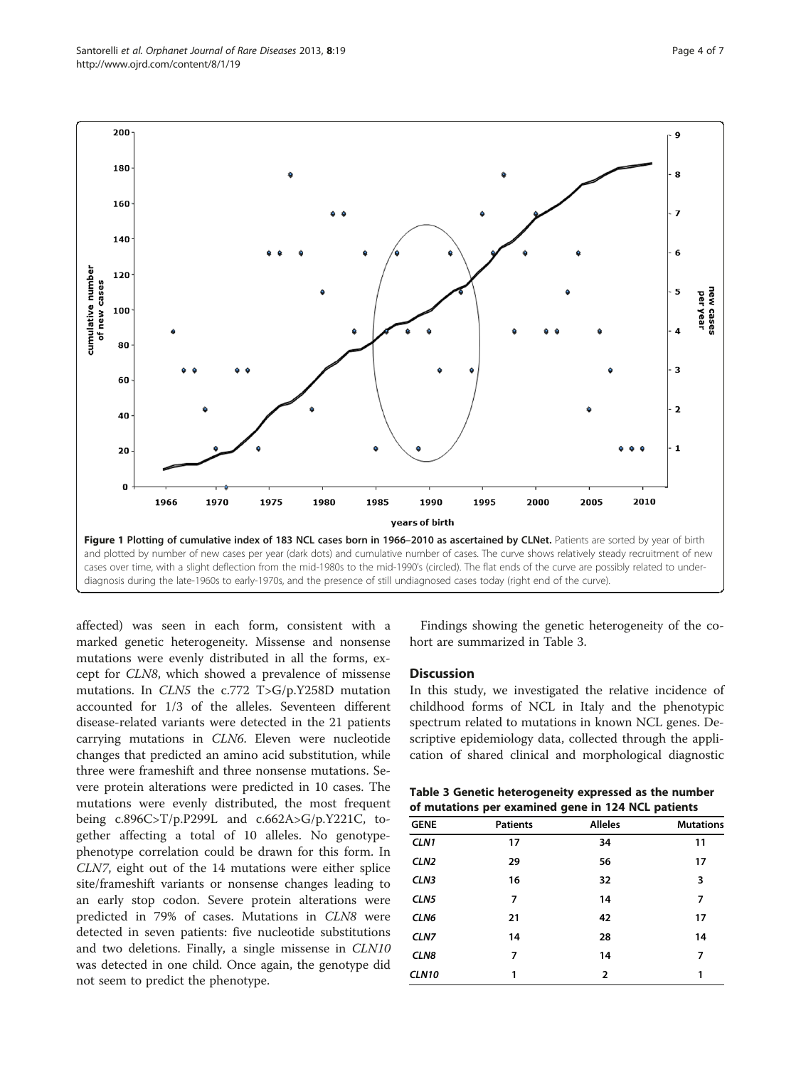Figure 1 Plotting of cumulative index of 183 NCL cases born in 1966–2010 as ascertained by CLNet. Patients are sorted by year of birth and plotted by number of new cases per year (dark dots) and cumulative number of cases. The curve shows relatively steady recruitment of new cases over time, with a slight deflection from the mid-1980s to the mid-1990's (circled). The flat ends of the curve are possibly related to under-diagnosis during the late-1960s to early-1970s, and the presence of still undiagnosed cases today (right end of the curve).

affected) was seen in each form, consistent with a marked genetic heterogeneity. Missense and nonsense mutations were evenly distributed in all the forms, except for *CLN8*, which showed a prevalence of missense mutations. In *CLN5* the c.772 T>G/p.Y258D mutation accounted for 1/3 of the alleles. Seventeen different disease-related variants were detected in the 21 patients carrying mutations in *CLN6*. Eleven were nucleotide changes that predicted an amino acid substitution, while three were frameshift and three nonsense mutations. Severe protein alterations were predicted in 10 cases. The mutations were evenly distributed, the most frequent being c.896C>T/p.P299L and c.662A>G/p.Y221C, together affecting a total of 10 alleles. No genotype-phenotype correlation could be drawn for this form. In *CLN7*, eight out of the 14 mutations were either splice site/frameshift variants or nonsense changes leading to an early stop codon. Severe protein alterations were predicted in 79% of cases. Mutations in *CLN8* were detected in seven patients: five nucleotide substitutions and two deletions. Finally, a single missense in *CLN10* was detected in one child. Once again, the genotype did not seem to predict the phenotype.

Findings showing the genetic heterogeneity of the cohort are summarized in Table 3.

## Discussion

In this study, we investigated the relative incidence of childhood forms of NCL in Italy and the phenotypic spectrum related to mutations in known NCL genes. Descriptive epidemiology data, collected through the application of shared clinical and morphological diagnostic

**Table 3 Genetic heterogeneity expressed as the number of mutations per examined gene in 124 NCL patients**

| GENE | Patients | Alleles | Mutations |
|---|---|---|---|
| *CLN1* | 17 | 34 | 11 |
| *CLN2* | 29 | 56 | 17 |
| *CLN3* | 16 | 32 | 3 |
| *CLN5* | 7 | 14 | 7 |
| *CLN6* | 21 | 42 | 17 |
| *CLN7* | 14 | 28 | 14 |
| *CLN8* | 7 | 14 | 7 |
| *CLN10* | 1 | 2 | 1 |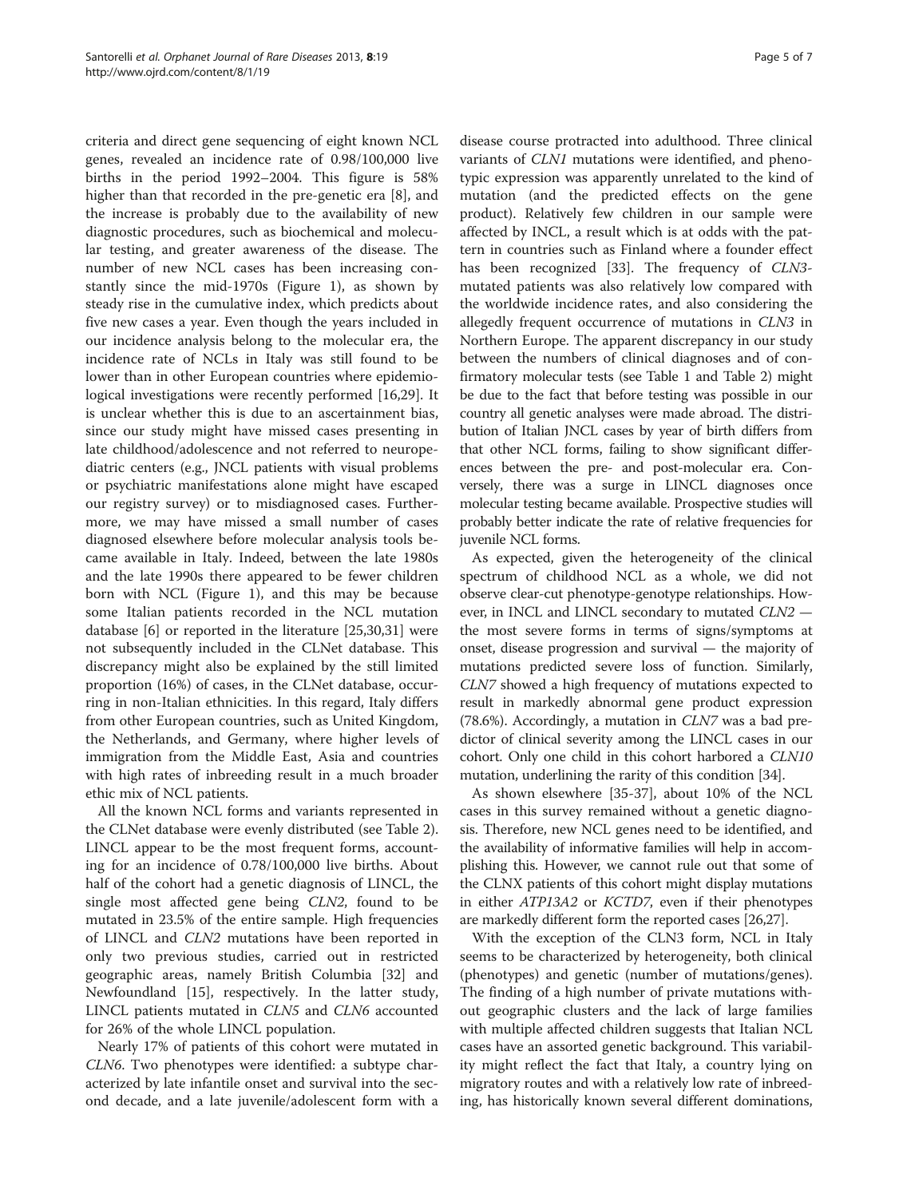criteria and direct gene sequencing of eight known NCL genes, revealed an incidence rate of 0.98/100,000 live births in the period 1992–2004. This figure is 58% higher than that recorded in the pre-genetic era [8], and the increase is probably due to the availability of new diagnostic procedures, such as biochemical and molecular testing, and greater awareness of the disease. The number of new NCL cases has been increasing constantly since the mid-1970s (Figure 1), as shown by steady rise in the cumulative index, which predicts about five new cases a year. Even though the years included in our incidence analysis belong to the molecular era, the incidence rate of NCLs in Italy was still found to be lower than in other European countries where epidemiological investigations were recently performed [16,29]. It is unclear whether this is due to an ascertainment bias, since our study might have missed cases presenting in late childhood/adolescence and not referred to neuropediatric centers (e.g., JNCL patients with visual problems or psychiatric manifestations alone might have escaped our registry survey) or to misdiagnosed cases. Furthermore, we may have missed a small number of cases diagnosed elsewhere before molecular analysis tools became available in Italy. Indeed, between the late 1980s and the late 1990s there appeared to be fewer children born with NCL (Figure 1), and this may be because some Italian patients recorded in the NCL mutation database [6] or reported in the literature [25,30,31] were not subsequently included in the CLNet database. This discrepancy might also be explained by the still limited proportion (16%) of cases, in the CLNet database, occurring in non-Italian ethnicities. In this regard, Italy differs from other European countries, such as United Kingdom, the Netherlands, and Germany, where higher levels of immigration from the Middle East, Asia and countries with high rates of inbreeding result in a much broader ethic mix of NCL patients.

All the known NCL forms and variants represented in the CLNet database were evenly distributed (see Table 2). LINCL appear to be the most frequent forms, accounting for an incidence of 0.78/100,000 live births. About half of the cohort had a genetic diagnosis of LINCL, the single most affected gene being *CLN2*, found to be mutated in 23.5% of the entire sample. High frequencies of LINCL and *CLN2* mutations have been reported in only two previous studies, carried out in restricted geographic areas, namely British Columbia [32] and Newfoundland [15], respectively. In the latter study, LINCL patients mutated in *CLN5* and *CLN6* accounted for 26% of the whole LINCL population.

Nearly 17% of patients of this cohort were mutated in *CLN6*. Two phenotypes were identified: a subtype characterized by late infantile onset and survival into the second decade, and a late juvenile/adolescent form with a disease course protracted into adulthood. Three clinical variants of *CLN1* mutations were identified, and phenotypic expression was apparently unrelated to the kind of mutation (and the predicted effects on the gene product). Relatively few children in our sample were affected by INCL, a result which is at odds with the pattern in countries such as Finland where a founder effect has been recognized [33]. The frequency of *CLN3*-mutated patients was also relatively low compared with the worldwide incidence rates, and also considering the allegedly frequent occurrence of mutations in *CLN3* in Northern Europe. The apparent discrepancy in our study between the numbers of clinical diagnoses and of confirmatory molecular tests (see Table 1 and Table 2) might be due to the fact that before testing was possible in our country all genetic analyses were made abroad. The distribution of Italian JNCL cases by year of birth differs from that other NCL forms, failing to show significant differences between the pre- and post-molecular era. Conversely, there was a surge in LINCL diagnoses once molecular testing became available. Prospective studies will probably better indicate the rate of relative frequencies for juvenile NCL forms.

As expected, given the heterogeneity of the clinical spectrum of childhood NCL as a whole, we did not observe clear-cut phenotype-genotype relationships. However, in INCL and LINCL secondary to mutated *CLN2* — the most severe forms in terms of signs/symptoms at onset, disease progression and survival — the majority of mutations predicted severe loss of function. Similarly, *CLN7* showed a high frequency of mutations expected to result in markedly abnormal gene product expression (78.6%). Accordingly, a mutation in *CLN7* was a bad predictor of clinical severity among the LINCL cases in our cohort. Only one child in this cohort harbored a *CLN10* mutation, underlining the rarity of this condition [34].

As shown elsewhere [35-37], about 10% of the NCL cases in this survey remained without a genetic diagnosis. Therefore, new NCL genes need to be identified, and the availability of informative families will help in accomplishing this. However, we cannot rule out that some of the CLNX patients of this cohort might display mutations in either *ATP13A2* or *KCTD7*, even if their phenotypes are markedly different form the reported cases [26,27].

With the exception of the CLN3 form, NCL in Italy seems to be characterized by heterogeneity, both clinical (phenotypes) and genetic (number of mutations/genes). The finding of a high number of private mutations without geographic clusters and the lack of large families with multiple affected children suggests that Italian NCL cases have an assorted genetic background. This variability might reflect the fact that Italy, a country lying on migratory routes and with a relatively low rate of inbreeding, has historically known several different dominations,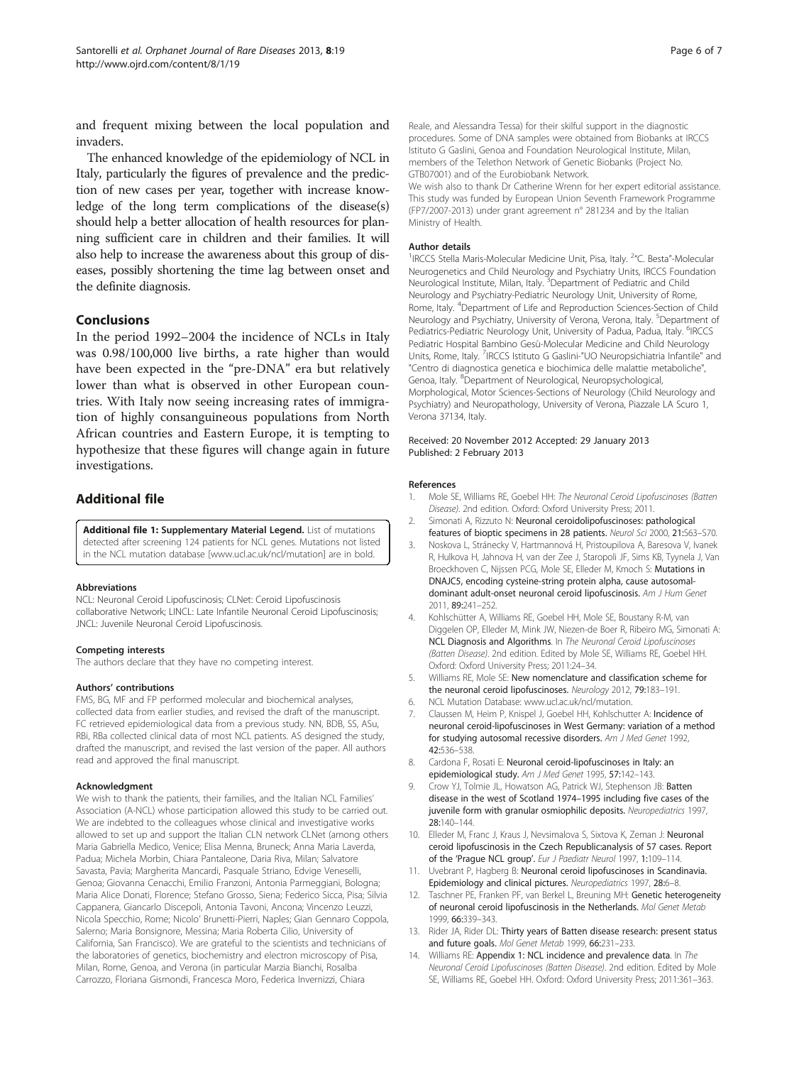and frequent mixing between the local population and invaders.

The enhanced knowledge of the epidemiology of NCL in Italy, particularly the figures of prevalence and the prediction of new cases per year, together with increase knowledge of the long term complications of the disease(s) should help a better allocation of health resources for planning sufficient care in children and their families. It will also help to increase the awareness about this group of diseases, possibly shortening the time lag between onset and the definite diagnosis.

## Conclusions

In the period 1992–2004 the incidence of NCLs in Italy was 0.98/100,000 live births, a rate higher than would have been expected in the "pre-DNA" era but relatively lower than what is observed in other European countries. With Italy now seeing increasing rates of immigration of highly consanguineous populations from North African countries and Eastern Europe, it is tempting to hypothesize that these figures will change again in future investigations.

## Additional file

**Additional file 1: Supplementary Material Legend.** List of mutations detected after screening 124 patients for NCL genes. Mutations not listed in the NCL mutation database [www.ucl.ac.uk/ncl/mutation] are in bold.

#### Abbreviations

NCL: Neuronal Ceroid Lipofuscinosis; CLNet: Ceroid Lipofuscinosis collaborative Network; LINCL: Late Infantile Neuronal Ceroid Lipofuscinosis; JNCL: Juvenile Neuronal Ceroid Lipofuscinosis.

#### Competing interests

The authors declare that they have no competing interest.

#### Authors' contributions

FMS, BG, MF and FP performed molecular and biochemical analyses, collected data from earlier studies, and revised the draft of the manuscript. FC retrieved epidemiological data from a previous study. NN, BDB, SS, ASu, RBi, RBa collected clinical data of most NCL patients. AS designed the study, drafted the manuscript, and revised the last version of the paper. All authors read and approved the final manuscript.

#### Acknowledgment

We wish to thank the patients, their families, and the Italian NCL Families' Association (A-NCL) whose participation allowed this study to be carried out. We are indebted to the colleagues whose clinical and investigative works allowed to set up and support the Italian CLN network CLNet (among others Maria Gabriella Medico, Venice; Elisa Menna, Bruneck; Anna Maria Laverda, Padua; Michela Morbin, Chiara Pantaleone, Daria Riva, Milan; Salvatore Savasta, Pavia; Margherita Mancardi, Pasquale Striano, Edvige Veneselli, Genoa; Giovanna Cenacchi, Emilio Franzoni, Antonia Parmeggiani, Bologna; Maria Alice Donati, Florence; Stefano Grosso, Siena; Federico Sicca, Pisa; Silvia Cappanera, Giancarlo Discepoli, Antonia Tavoni, Ancona; Vincenzo Leuzzi, Nicola Specchio, Rome; Nicolo' Brunetti-Pierri, Naples; Gian Gennaro Coppola, Salerno; Maria Bonsignore, Messina; Maria Roberta Cilio, University of California, San Francisco). We are grateful to the scientists and technicians of the laboratories of genetics, biochemistry and electron microscopy of Pisa, Milan, Rome, Genoa, and Verona (in particular Marzia Bianchi, Rosalba Carrozzo, Floriana Gismondi, Francesca Moro, Federica Invernizzi, Chiara Reale, and Alessandra Tessa) for their skilful support in the diagnostic procedures. Some of DNA samples were obtained from Biobanks at IRCCS Istituto G Gaslini, Genoa and Foundation Neurological Institute, Milan, members of the Telethon Network of Genetic Biobanks (Project No. GTB07001) and of the Eurobiobank Network.

We wish also to thank Dr Catherine Wrenn for her expert editorial assistance. This study was funded by European Union Seventh Framework Programme (FP7/2007-2013) under grant agreement n° 281234 and by the Italian Ministry of Health.

#### Author details

[1]IRCCS Stella Maris-Molecular Medicine Unit, Pisa, Italy. [2]"C. Besta"-Molecular Neurogenetics and Child Neurology and Psychiatry Units, IRCCS Foundation Neurological Institute, Milan, Italy. [3]Department of Pediatric and Child Neurology and Psychiatry-Pediatric Neurology Unit, University of Rome, Rome, Italy. [4]Department of Life and Reproduction Sciences-Section of Child Neurology and Psychiatry, University of Verona, Verona, Italy. [5]Department of Pediatrics-Pediatric Neurology Unit, University of Padua, Padua, Italy. [6]IRCCS Pediatric Hospital Bambino Gesù-Molecular Medicine and Child Neurology Units, Rome, Italy. [7]IRCCS Istituto G Gaslini-"UO Neuropsichiatria Infantile" and "Centro di diagnostica genetica e biochimica delle malattie metaboliche", Genoa, Italy. [8]Department of Neurological, Neuropsychological, Morphological, Motor Sciences-Sections of Neurology (Child Neurology and Psychiatry) and Neuropathology, University of Verona, Piazzale LA Scuro 1, Verona 37134, Italy.

Received: 20 November 2012 Accepted: 29 January 2013
Published: 2 February 2013

#### References

1. Mole SE, Williams RE, Goebel HH: *The Neuronal Ceroid Lipofuscinoses (Batten Disease)*. 2nd edition. Oxford: Oxford University Press; 2011.
2. Simonati A, Rizzuto N: **Neuronal ceroidolipofuscinoses: pathological features of bioptic specimens in 28 patients.** *Neurol Sci* 2000, **21:**S63–S70.
3. Noskova L, Stránecky V, Hartmannová H, Pristoupilova A, Baresova V, Ivanek R, Hulkova H, Jahnova H, van der Zee J, Staropoli JF, Sims KB, Tyynela J, Van Broeckhoven C, Nijssen PCG, Mole SE, Elleder M, Kmoch S: **Mutations in DNAJC5, encoding cysteine-string protein alpha, cause autosomal-dominant adult-onset neuronal ceroid lipofuscinosis.** *Am J Hum Genet* 2011, **89:**241–252.
4. Kohlschütter A, Williams RE, Goebel HH, Mole SE, Boustany R-M, van Diggelen OP, Elleder M, Mink JW, Niezen-de Boer R, Ribeiro MG, Simonati A: **NCL Diagnosis and Algorithms**. In *The Neuronal Ceroid Lipofuscinoses (Batten Disease)*. 2nd edition. Edited by Mole SE, Williams RE, Goebel HH. Oxford: Oxford University Press; 2011:24–34.
5. Williams RE, Mole SE: **New nomenclature and classification scheme for the neuronal ceroid lipofuscinoses.** *Neurology* 2012, **79:**183–191.
6. NCL Mutation Database: www.ucl.ac.uk/ncl/mutation.
7. Claussen M, Heim P, Knispel J, Goebel HH, Kohlschutter A: **Incidence of neuronal ceroid-lipofuscinoses in West Germany: variation of a method for studying autosomal recessive disorders.** *Am J Med Genet* 1992, **42:**536–538.
8. Cardona F, Rosati E: **Neuronal ceroid-lipofuscinoses in Italy: an epidemiological study.** *Am J Med Genet* 1995, **57:**142–143.
9. Crow YJ, Tolmie JL, Howatson AG, Patrick WJ, Stephenson JB: **Batten disease in the west of Scotland 1974–1995 including five cases of the juvenile form with granular osmiophilic deposits.** *Neuropediatrics* 1997, **28:**140–144.
10. Elleder M, Franc J, Kraus J, Nevsimalova S, Sixtova K, Zeman J: **Neuronal ceroid lipofuscinosis in the Czech Republic:analysis of 57 cases. Report of the 'Prague NCL group'.** *Eur J Paediatr Neurol* 1997, **1:**109–114.
11. Uvebrant P, Hagberg B: **Neuronal ceroid lipofuscinoses in Scandinavia. Epidemiology and clinical pictures.** *Neuropediatrics* 1997, **28:**6–8.
12. Taschner PE, Franken PF, van Berkel L, Breuning MH: **Genetic heterogeneity of neuronal ceroid lipofuscinosis in the Netherlands.** *Mol Genet Metab* 1999, **66:**339–343.
13. Rider JA, Rider DL: **Thirty years of Batten disease research: present status and future goals.** *Mol Genet Metab* 1999, **66:**231–233.
14. Williams RE: **Appendix 1: NCL incidence and prevalence data**. In *The Neuronal Ceroid Lipofuscinoses (Batten Disease)*. 2nd edition. Edited by Mole SE, Williams RE, Goebel HH. Oxford: Oxford University Press; 2011:361–363.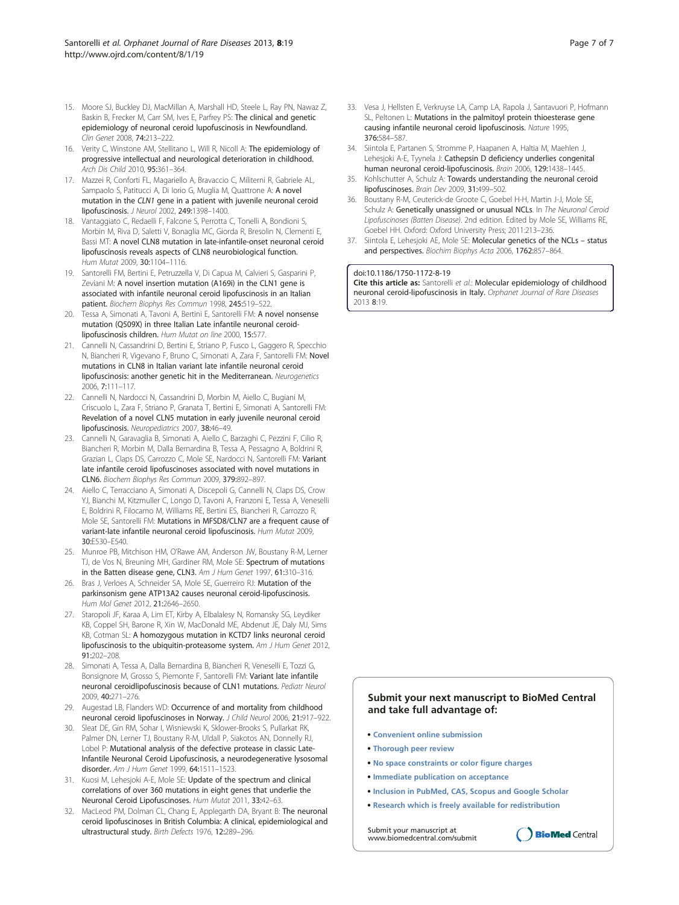15. Moore SJ, Buckley DJ, MacMillan A, Marshall HD, Steele L, Ray PN, Nawaz Z, Baskin B, Frecker M, Carr SM, Ives E, Parfrey PS: **The clinical and genetic epidemiology of neuronal ceroid lupofuscinosis in Newfoundland.** *Clin Genet* 2008, **74:**213–222.
16. Verity C, Winstone AM, Stellitano L, Will R, Nicoll A: **The epidemiology of progressive intellectual and neurological deterioration in childhood.** *Arch Dis Child* 2010, **95:**361–364.
17. Mazzei R, Conforti FL, Magariello A, Bravaccio C, Militerni R, Gabriele AL, Sampaolo S, Patitucci A, Di Iorio G, Muglia M, Quattrone A: **A novel mutation in the *CLN1* gene in a patient with juvenile neuronal ceroid lipofuscinosis.** *J Neurol* 2002, **249:**1398–1400.
18. Vantaggiato C, Redaelli F, Falcone S, Perrotta C, Tonelli A, Bondioni S, Morbin M, Riva D, Saletti V, Bonaglia MC, Giorda R, Bresolin N, Clementi E, Bassi MT: **A novel CLN8 mutation in late-infantile-onset neuronal ceroid lipofuscinosis reveals aspects of CLN8 neurobiological function.** *Hum Mutat* 2009, **30:**1104–1116.
19. Santorelli FM, Bertini E, Petruzzella V, Di Capua M, Calvieri S, Gasparini P, Zeviani M: **A novel insertion mutation (A169i) in the CLN1 gene is associated with infantile neuronal ceroid lipofuscinosis in an Italian patient.** *Biochem Biophys Res Commun* 1998, **245:**519–522.
20. Tessa A, Simonati A, Tavoni A, Bertini E, Santorelli FM: **A novel nonsense mutation (Q509X) in three Italian Late infantile neuronal ceroid-lipofuscinosis children.** *Hum Mutat on line* 2000, **15:**577.
21. Cannelli N, Cassandrini D, Bertini E, Striano P, Fusco L, Gaggero R, Specchio N, Biancheri R, Vigevano F, Bruno C, Simonati A, Zara F, Santorelli FM: **Novel mutations in CLN8 in Italian variant late infantile neuronal ceroid lipofuscinosis: another genetic hit in the Mediterranean.** *Neurogenetics* 2006, **7:**111–117.
22. Cannelli N, Nardocci N, Cassandrini D, Morbin M, Aiello C, Bugiani M, Criscuolo L, Zara F, Striano P, Granata T, Bertini E, Simonati A, Santorelli FM: **Revelation of a novel CLN5 mutation in early juvenile neuronal ceroid lipofuscinosis.** *Neuropediatrics* 2007, **38:**46–49.
23. Cannelli N, Garavaglia B, Simonati A, Aiello C, Barzaghi C, Pezzini F, Cilio R, Biancheri R, Morbin M, Dalla Bernardina B, Tessa A, Pessagno A, Boldrini R, Grazian L, Claps DS, Carrozzo C, Mole SE, Nardocci N, Santorelli FM: **Variant late infantile ceroid lipofuscinoses associated with novel mutations in CLN6.** *Biochem Biophys Res Commun* 2009, **379:**892–897.
24. Aiello C, Terracciano A, Simonati A, Discepoli G, Cannelli N, Claps DS, Crow YJ, Bianchi M, Kitzmuller C, Longo D, Tavoni A, Franzoni E, Tessa A, Veneselli E, Boldrini R, Filocamo M, Williams RE, Bertini ES, Biancheri R, Carrozzo R, Mole SE, Santorelli FM: **Mutations in MFSD8/CLN7 are a frequent cause of variant-late infantile neuronal ceroid lipofuscinosis.** *Hum Mutat* 2009, **30:**E530–E540.
25. Munroe PB, Mitchison HM, O'Rawe AM, Anderson JW, Boustany R-M, Lerner TJ, de Vos N, Breuning MH, Gardiner RM, Mole SE: **Spectrum of mutations in the Batten disease gene, CLN3.** *Am J Hum Genet* 1997, **61:**310–316.
26. Bras J, Verloes A, Schneider SA, Mole SE, Guerreiro RJ: **Mutation of the parkinsonism gene ATP13A2 causes neuronal ceroid-lipofuscinosis.** *Hum Mol Genet* 2012, **21:**2646–2650.
27. Staropoli JF, Karaa A, Lim ET, Kirby A, Elbalalesy N, Romansky SG, Leydiker KB, Coppel SH, Barone R, Xin W, MacDonald ME, Abdenut JE, Daly MJ, Sims KB, Cotman SL: **A homozygous mutation in KCTD7 links neuronal ceroid lipofuscinosis to the ubiquitin-proteasome system.** *Am J Hum Genet* 2012, **91:**202–208.
28. Simonati A, Tessa A, Dalla Bernardina B, Biancheri R, Veneselli E, Tozzi G, Bonsignore M, Grosso S, Piemonte F, Santorelli FM: **Variant late infantile neuronal ceroidlipofuscinosis because of CLN1 mutations.** *Pediatr Neurol* 2009, **40:**271–276.
29. Augestad LB, Flanders WD: **Occurrence of and mortality from childhood neuronal ceroid lipofuscinoses in Norway.** *J Child Neurol* 2006, **21:**917–922.
30. Sleat DE, Gin RM, Sohar I, Wisniewski K, Sklower-Brooks S, Pullarkat RK, Palmer DN, Lerner TJ, Boustany R-M, Uldall P, Siakotos AN, Donnelly RJ, Lobel P: **Mutational analysis of the defective protease in classic Late-Infantile Neuronal Ceroid Lipofuscinosis, a neurodegenerative lysosomal disorder.** *Am J Hum Genet* 1999, **64:**1511–1523.
31. Kuosi M, Lehesjoki A-E, Mole SE: **Update of the spectrum and clinical correlations of over 360 mutations in eight genes that underlie the Neuronal Ceroid Lipofuscinoses.** *Hum Mutat* 2011, **33:**42–63.
32. MacLeod PM, Dolman CL, Chang E, Applegarth DA, Bryant B: **The neuronal ceroid lipofuscinoses in British Columbia: A clinical, epidemiological and ultrastructural study.** *Birth Defects* 1976, **12:**289–296.
33. Vesa J, Hellsten E, Verkruyse LA, Camp LA, Rapola J, Santavuori P, Hofmann SL, Peltonen L: **Mutations in the palmitoyl protein thioesterase gene causing infantile neuronal ceroid lipofuscinosis.** *Nature* 1995, **376:**584–587.
34. Siintola E, Partanen S, Stromme P, Haapanen A, Haltia M, Maehlen J, Lehesjoki A-E, Tyynela J: **Cathepsin D deficiency underlies congenital human neuronal ceroid-lipofuscinosis.** *Brain* 2006, **129:**1438–1445.
35. Kohlschutter A, Schulz A: **Towards understanding the neuronal ceroid lipofuscinoses.** *Brain Dev* 2009, **31:**499–502.
36. Boustany R-M, Ceuterick-de Groote C, Goebel H-H, Martin J-J, Mole SE, Schulz A: **Genetically unassigned or unusual NCLs.** In *The Neuronal Ceroid Lipofuscinoses (Batten Disease)*. 2nd edition. Edited by Mole SE, Williams RE, Goebel HH. Oxford: Oxford University Press; 2011:213–236.
37. Siintola E, Lehesjoki AE, Mole SE: **Molecular genetics of the NCLs – status and perspectives.** *Biochim Biophys Acta* 2006, **1762:**857–864.

doi:10.1186/1750-1172-8-19

**Cite this article as:** Santorelli *et al.*: Molecular epidemiology of childhood neuronal ceroid-lipofuscinosis in Italy. *Orphanet Journal of Rare Diseases* 2013 **8**:19.

**Submit your next manuscript to BioMed Central and take full advantage of:**

- **Convenient online submission**
- **Thorough peer review**
- **No space constraints or color figure charges**
- **Immediate publication on acceptance**
- **Inclusion in PubMed, CAS, Scopus and Google Scholar**
- **Research which is freely available for redistribution**

Submit your manuscript at www.biomedcentral.com/submit

BioMed Central